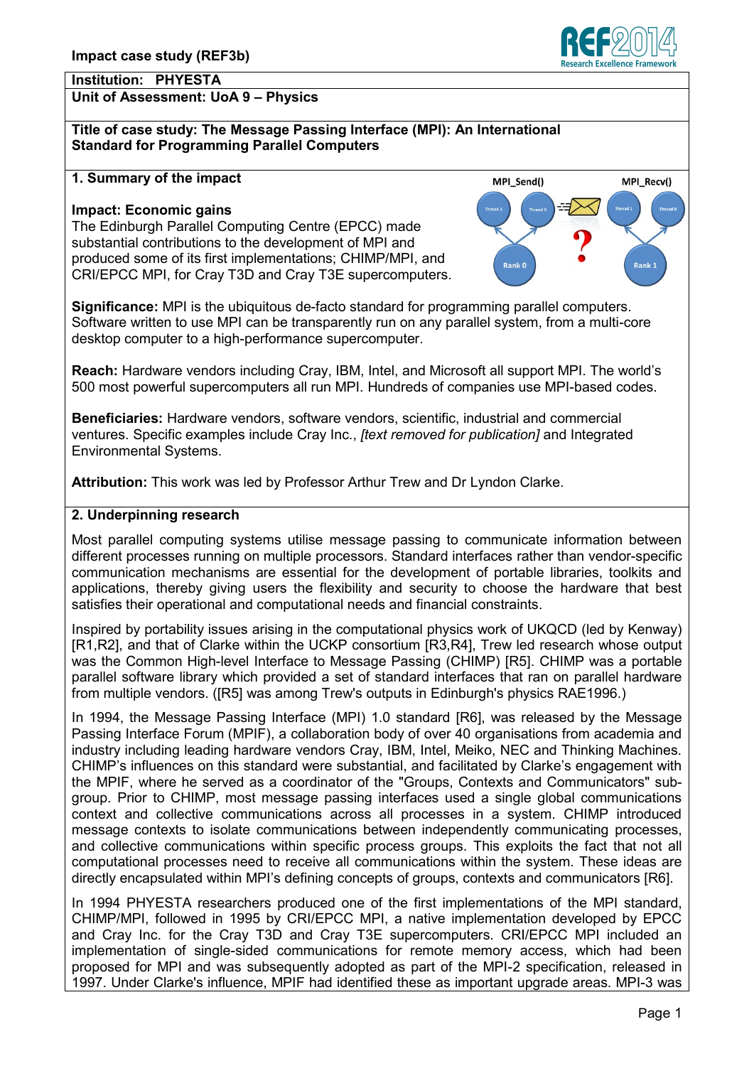Impact case study (REF3b)

**Institution: PHYESTA**

**Unit of Assessment: UoA 9 – Physics**

# Title of case study: The Message Passing Interface (MPI): An International Standard for Programming Parallel Computers

## 1. Summary of the impact

**Impact: Economic gains**
The Edinburgh Parallel Computing Centre (EPCC) made substantial contributions to the development of MPI and produced some of its first implementations; CHIMP/MPI, and CRI/EPCC MPI, for Cray T3D and Cray T3E supercomputers.

**Significance:** MPI is the ubiquitous de-facto standard for programming parallel computers. Software written to use MPI can be transparently run on any parallel system, from a multi-core desktop computer to a high-performance supercomputer.

**Reach:** Hardware vendors including Cray, IBM, Intel, and Microsoft all support MPI. The world's 500 most powerful supercomputers all run MPI. Hundreds of companies use MPI-based codes.

**Beneficiaries:** Hardware vendors, software vendors, scientific, industrial and commercial ventures. Specific examples include Cray Inc., *[text removed for publication]* and Integrated Environmental Systems.

**Attribution:** This work was led by Professor Arthur Trew and Dr Lyndon Clarke.

## 2. Underpinning research

Most parallel computing systems utilise message passing to communicate information between different processes running on multiple processors. Standard interfaces rather than vendor-specific communication mechanisms are essential for the development of portable libraries, toolkits and applications, thereby giving users the flexibility and security to choose the hardware that best satisfies their operational and computational needs and financial constraints.

Inspired by portability issues arising in the computational physics work of UKQCD (led by Kenway) [R1,R2], and that of Clarke within the UCKP consortium [R3,R4], Trew led research whose output was the Common High-level Interface to Message Passing (CHIMP) [R5]. CHIMP was a portable parallel software library which provided a set of standard interfaces that ran on parallel hardware from multiple vendors. ([R5] was among Trew's outputs in Edinburgh's physics RAE1996.)

In 1994, the Message Passing Interface (MPI) 1.0 standard [R6], was released by the Message Passing Interface Forum (MPIF), a collaboration body of over 40 organisations from academia and industry including leading hardware vendors Cray, IBM, Intel, Meiko, NEC and Thinking Machines. CHIMP's influences on this standard were substantial, and facilitated by Clarke's engagement with the MPIF, where he served as a coordinator of the "Groups, Contexts and Communicators" sub-group. Prior to CHIMP, most message passing interfaces used a single global communications context and collective communications across all processes in a system. CHIMP introduced message contexts to isolate communications between independently communicating processes, and collective communications within specific process groups. This exploits the fact that not all computational processes need to receive all communications within the system. These ideas are directly encapsulated within MPI's defining concepts of groups, contexts and communicators [R6].

In 1994 PHYESTA researchers produced one of the first implementations of the MPI standard, CHIMP/MPI, followed in 1995 by CRI/EPCC MPI, a native implementation developed by EPCC and Cray Inc. for the Cray T3D and Cray T3E supercomputers. CRI/EPCC MPI included an implementation of single-sided communications for remote memory access, which had been proposed for MPI and was subsequently adopted as part of the MPI-2 specification, released in 1997. Under Clarke's influence, MPIF had identified these as important upgrade areas. MPI-3 was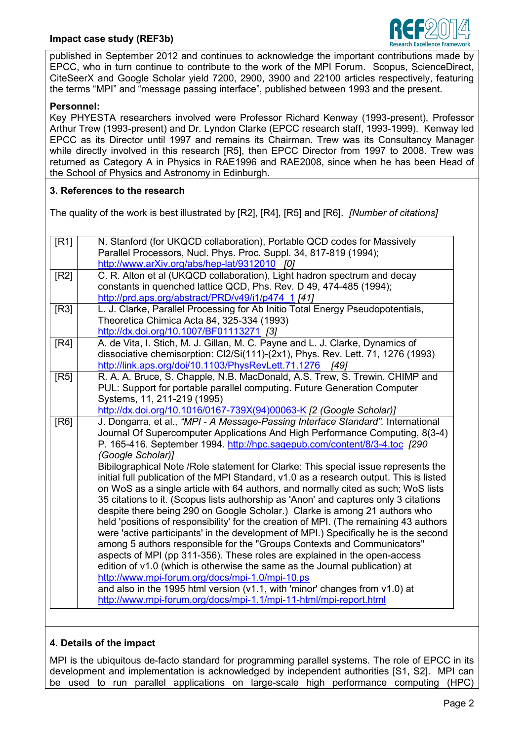published in September 2012 and continues to acknowledge the important contributions made by EPCC, who in turn continue to contribute to the work of the MPI Forum. Scopus, ScienceDirect, CiteSeerX and Google Scholar yield 7200, 2900, 3900 and 22100 articles respectively, featuring the terms "MPI" and "message passing interface", published between 1993 and the present.

**Personnel:**

Key PHYESTA researchers involved were Professor Richard Kenway (1993-present), Professor Arthur Trew (1993-present) and Dr. Lyndon Clarke (EPCC research staff, 1993-1999). Kenway led EPCC as its Director until 1997 and remains its Chairman. Trew was its Consultancy Manager while directly involved in this research [R5], then EPCC Director from 1997 to 2008. Trew was returned as Category A in Physics in RAE1996 and RAE2008, since when he has been Head of the School of Physics and Astronomy in Edinburgh.

## 3. References to the research

The quality of the work is best illustrated by [R2], [R4], [R5] and [R6]. *[Number of citations]*

| | |
|---|---|
| [R1] | N. Stanford (for UKQCD collaboration), Portable QCD codes for Massively Parallel Processors, Nucl. Phys. Proc. Suppl. 34, 817-819 (1994); http://www.arXiv.org/abs/hep-lat/9312010 *[0]* |
| [R2] | C. R. Alton et al (UKQCD collaboration), Light hadron spectrum and decay constants in quenched lattice QCD, Phs. Rev. D 49, 474-485 (1994); http://prd.aps.org/abstract/PRD/v49/i1/p474_1 *[41]* |
| [R3] | L. J. Clarke, Parallel Processing for Ab Initio Total Energy Pseudopotentials, Theoretica Chimica Acta 84, 325-334 (1993) http://dx.doi.org/10.1007/BF01113271 *[3]* |
| [R4] | A. de Vita, I. Stich, M. J. Gillan, M. C. Payne and L. J. Clarke, Dynamics of dissociative chemisorption: Cl2/Si(111)-(2x1), Phys. Rev. Lett. 71, 1276 (1993) http://link.aps.org/doi/10.1103/PhysRevLett.71.1276 *[49]* |
| [R5] | R. A. A. Bruce, S. Chapple, N.B. MacDonald, A.S. Trew, S. Trewin. CHIMP and PUL: Support for portable parallel computing. Future Generation Computer Systems, 11, 211-219 (1995) http://dx.doi.org/10.1016/0167-739X(94)00063-K *[2 (Google Scholar)]* |
| [R6] | J. Dongarra, et al., *"MPI - A Message-Passing Interface Standard"*. International Journal Of Supercomputer Applications And High Performance Computing, 8(3-4) P. 165-416. September 1994. http://hpc.sagepub.com/content/8/3-4.toc *[290 (Google Scholar)]* Bibilographical Note /Role statement for Clarke: This special issue represents the initial full publication of the MPI Standard, v1.0 as a research output. This is listed on WoS as a single article with 64 authors, and normally cited as such; WoS lists 35 citations to it. (Scopus lists authorship as 'Anon' and captures only 3 citations despite there being 290 on Google Scholar.) Clarke is among 21 authors who held 'positions of responsibility' for the creation of MPI. (The remaining 43 authors were 'active participants' in the development of MPI.) Specifically he is the second among 5 authors responsible for the "Groups Contexts and Communicators" aspects of MPI (pp 311-356). These roles are explained in the open-access edition of v1.0 (which is otherwise the same as the Journal publication) at http://www.mpi-forum.org/docs/mpi-1.0/mpi-10.ps and also in the 1995 html version (v1.1, with 'minor' changes from v1.0) at http://www.mpi-forum.org/docs/mpi-1.1/mpi-11-html/mpi-report.html |

## 4. Details of the impact

MPI is the ubiquitous de-facto standard for programming parallel systems. The role of EPCC in its development and implementation is acknowledged by independent authorities [S1, S2]. MPI can be used to run parallel applications on large-scale high performance computing (HPC)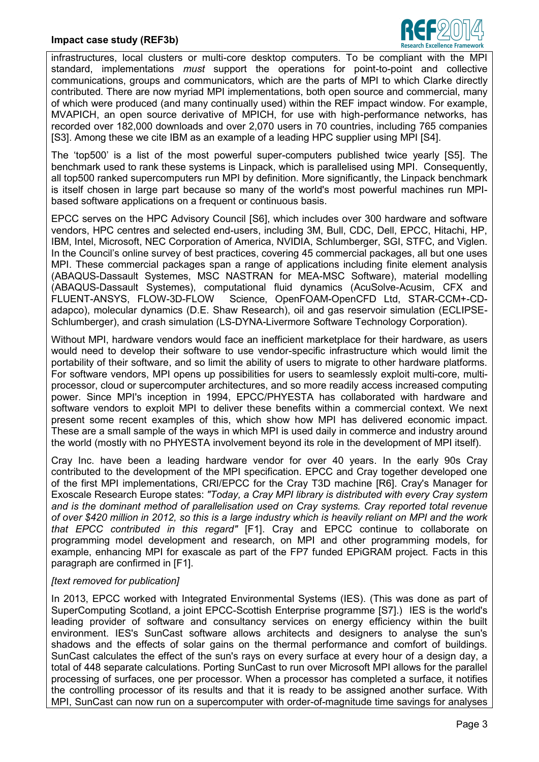infrastructures, local clusters or multi-core desktop computers. To be compliant with the MPI standard, implementations *must* support the operations for point-to-point and collective communications, groups and communicators, which are the parts of MPI to which Clarke directly contributed. There are now myriad MPI implementations, both open source and commercial, many of which were produced (and many continually used) within the REF impact window. For example, MVAPICH, an open source derivative of MPICH, for use with high-performance networks, has recorded over 182,000 downloads and over 2,070 users in 70 countries, including 765 companies [S3]. Among these we cite IBM as an example of a leading HPC supplier using MPI [S4].

The 'top500' is a list of the most powerful super-computers published twice yearly [S5]. The benchmark used to rank these systems is Linpack, which is parallelised using MPI. Consequently, all top500 ranked supercomputers run MPI by definition. More significantly, the Linpack benchmark is itself chosen in large part because so many of the world's most powerful machines run MPI-based software applications on a frequent or continuous basis.

EPCC serves on the HPC Advisory Council [S6], which includes over 300 hardware and software vendors, HPC centres and selected end-users, including 3M, Bull, CDC, Dell, EPCC, Hitachi, HP, IBM, Intel, Microsoft, NEC Corporation of America, NVIDIA, Schlumberger, SGI, STFC, and Viglen. In the Council's online survey of best practices, covering 45 commercial packages, all but one uses MPI. These commercial packages span a range of applications including finite element analysis (ABAQUS-Dassault Systemes, MSC NASTRAN for MEA-MSC Software), material modelling (ABAQUS-Dassault Systemes), computational fluid dynamics (AcuSolve-Acusim, CFX and FLUENT-ANSYS, FLOW-3D-FLOW Science, OpenFOAM-OpenCFD Ltd, STAR-CCM+-CD-adapco), molecular dynamics (D.E. Shaw Research), oil and gas reservoir simulation (ECLIPSE-Schlumberger), and crash simulation (LS-DYNA-Livermore Software Technology Corporation).

Without MPI, hardware vendors would face an inefficient marketplace for their hardware, as users would need to develop their software to use vendor-specific infrastructure which would limit the portability of their software, and so limit the ability of users to migrate to other hardware platforms. For software vendors, MPI opens up possibilities for users to seamlessly exploit multi-core, multi-processor, cloud or supercomputer architectures, and so more readily access increased computing power. Since MPI's inception in 1994, EPCC/PHYESTA has collaborated with hardware and software vendors to exploit MPI to deliver these benefits within a commercial context. We next present some recent examples of this, which show how MPI has delivered economic impact. These are a small sample of the ways in which MPI is used daily in commerce and industry around the world (mostly with no PHYESTA involvement beyond its role in the development of MPI itself).

Cray Inc. have been a leading hardware vendor for over 40 years. In the early 90s Cray contributed to the development of the MPI specification. EPCC and Cray together developed one of the first MPI implementations, CRI/EPCC for the Cray T3D machine [R6]. Cray's Manager for Exoscale Research Europe states: *"Today, a Cray MPI library is distributed with every Cray system and is the dominant method of parallelisation used on Cray systems. Cray reported total revenue of over $420 million in 2012, so this is a large industry which is heavily reliant on MPI and the work that EPCC contributed in this regard"* [F1]. Cray and EPCC continue to collaborate on programming model development and research, on MPI and other programming models, for example, enhancing MPI for exascale as part of the FP7 funded EPiGRAM project. Facts in this paragraph are confirmed in [F1].

*[text removed for publication]*

In 2013, EPCC worked with Integrated Environmental Systems (IES). (This was done as part of SuperComputing Scotland, a joint EPCC-Scottish Enterprise programme [S7].) IES is the world's leading provider of software and consultancy services on energy efficiency within the built environment. IES's SunCast software allows architects and designers to analyse the sun's shadows and the effects of solar gains on the thermal performance and comfort of buildings. SunCast calculates the effect of the sun's rays on every surface at every hour of a design day, a total of 448 separate calculations. Porting SunCast to run over Microsoft MPI allows for the parallel processing of surfaces, one per processor. When a processor has completed a surface, it notifies the controlling processor of its results and that it is ready to be assigned another surface. With MPI, SunCast can now run on a supercomputer with order-of-magnitude time savings for analyses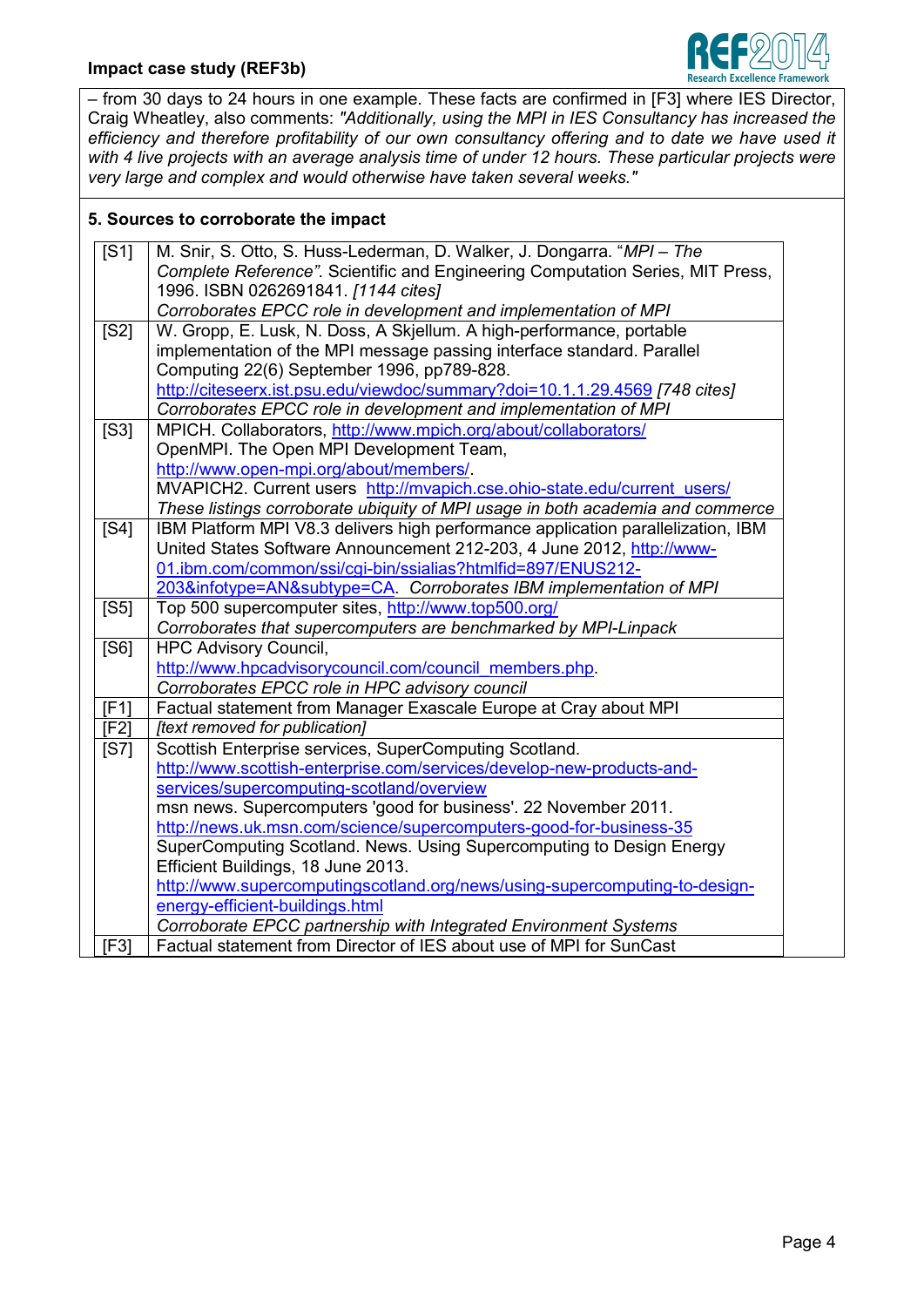– from 30 days to 24 hours in one example. These facts are confirmed in [F3] where IES Director, Craig Wheatley, also comments: *"Additionally, using the MPI in IES Consultancy has increased the efficiency and therefore profitability of our own consultancy offering and to date we have used it with 4 live projects with an average analysis time of under 12 hours. These particular projects were very large and complex and would otherwise have taken several weeks."*

## 5. Sources to corroborate the impact

| | |
|---|---|
| [S1] | M. Snir, S. Otto, S. Huss-Lederman, D. Walker, J. Dongarra. "*MPI – The Complete Reference*". Scientific and Engineering Computation Series, MIT Press, 1996. ISBN 0262691841. *[1144 cites]* *Corroborates EPCC role in development and implementation of MPI* |
| [S2] | W. Gropp, E. Lusk, N. Doss, A Skjellum. A high-performance, portable implementation of the MPI message passing interface standard. Parallel Computing 22(6) September 1996, pp789-828. http://citeseerx.ist.psu.edu/viewdoc/summary?doi=10.1.1.29.4569 *[748 cites]* *Corroborates EPCC role in development and implementation of MPI* |
| [S3] | MPICH. Collaborators, http://www.mpich.org/about/collaborators/ OpenMPI. The Open MPI Development Team, http://www.open-mpi.org/about/members/. MVAPICH2. Current users http://mvapich.cse.ohio-state.edu/current_users/ *These listings corroborate ubiquity of MPI usage in both academia and commerce* |
| [S4] | IBM Platform MPI V8.3 delivers high performance application parallelization, IBM United States Software Announcement 212-203, 4 June 2012, http://www-01.ibm.com/common/ssi/cgi-bin/ssialias?htmlfid=897/ENUS212-203&infotype=AN&subtype=CA. *Corroborates IBM implementation of MPI* |
| [S5] | Top 500 supercomputer sites, http://www.top500.org/ *Corroborates that supercomputers are benchmarked by MPI-Linpack* |
| [S6] | HPC Advisory Council, http://www.hpcadvisorycouncil.com/council_members.php. *Corroborates EPCC role in HPC advisory council* |
| [F1] | Factual statement from Manager Exascale Europe at Cray about MPI |
| [F2] | *[text removed for publication]* |
| [S7] | Scottish Enterprise services, SuperComputing Scotland. http://www.scottish-enterprise.com/services/develop-new-products-and-services/supercomputing-scotland/overview msn news. Supercomputers 'good for business'. 22 November 2011. http://news.uk.msn.com/science/supercomputers-good-for-business-35 SuperComputing Scotland. News. Using Supercomputing to Design Energy Efficient Buildings, 18 June 2013. http://www.supercomputingscotland.org/news/using-supercomputing-to-design-energy-efficient-buildings.html *Corroborate EPCC partnership with Integrated Environment Systems* |
| [F3] | Factual statement from Director of IES about use of MPI for SunCast |